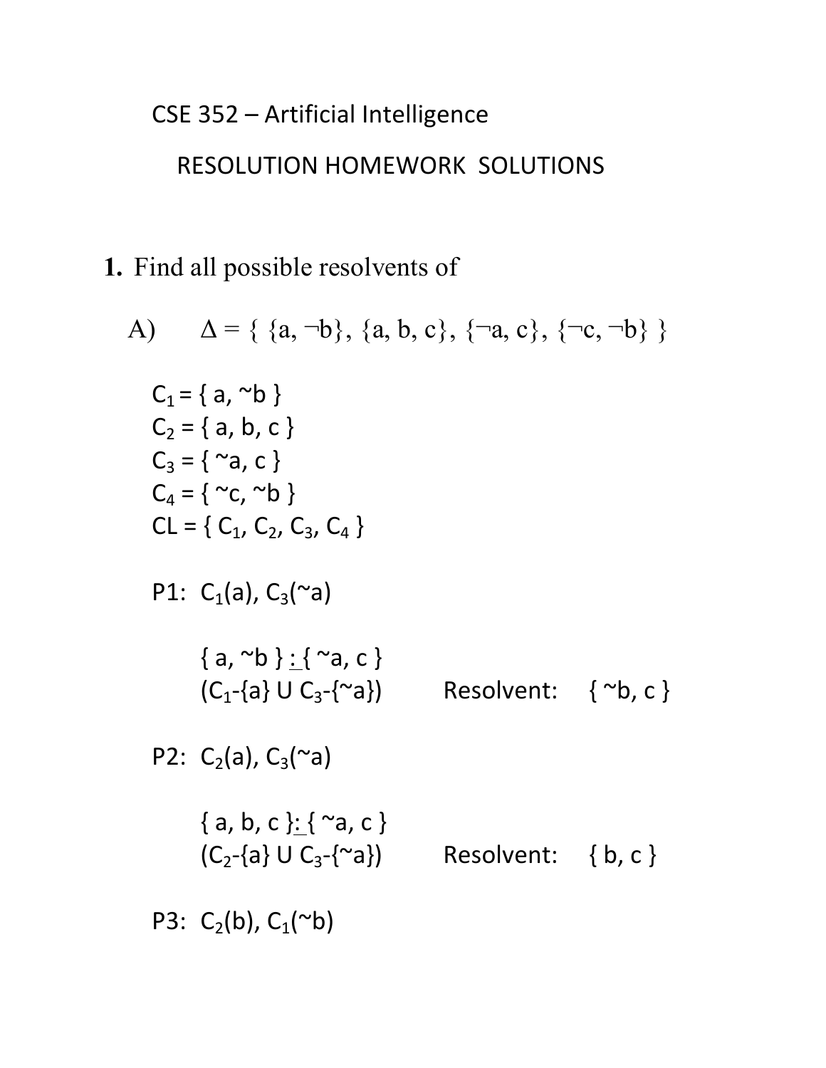# CSE 352 – Artificial Intelligence

## RESOLUTION HOMEWORK SOLUTIONS

**1.** Find all possible resolvents of

A) $\Delta = \{ \{a, \neg b\}, \{a, b, c\}, \{\neg a, c\}, \{\neg c, \neg b\} \}$

$C_1$ = { a, ~b }
$C_2$ = { a, b, c }
$C_3$ = { ~a, c }
$C_4$ = { ~c, ~b }
CL = { $C_1$, $C_2$, $C_3$, $C_4$ }

P1: $C_1$(a), $C_3$(~a)

{ a, ~b } : { ~a, c }
($C_1$-{a} U $C_3$-{~a}) Resolvent: { ~b, c }

P2: $C_2$(a), $C_3$(~a)

{ a, b, c }: { ~a, c }
($C_2$-{a} U $C_3$-{~a}) Resolvent: { b, c }

P3: $C_2$(b), $C_1$(~b)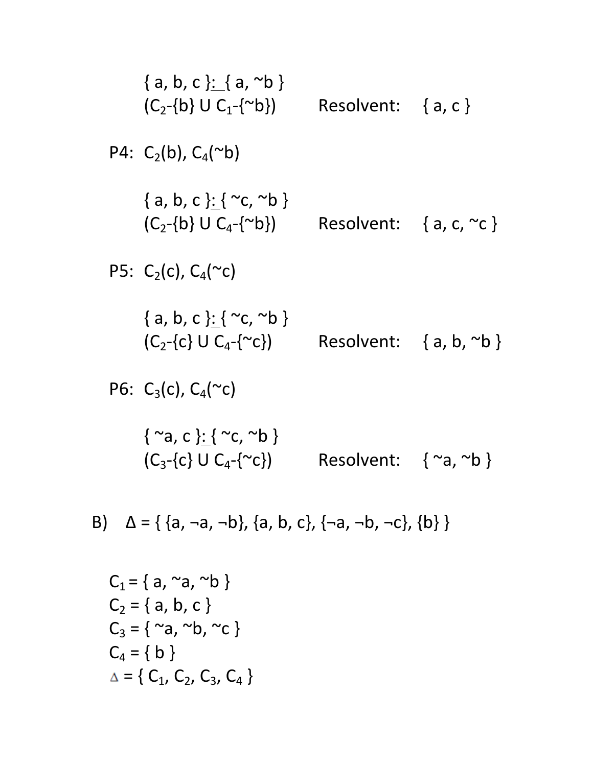{ a, b, c }: { a, ~b }
($C_2$-{b} U $C_1$-{~b})  Resolvent: { a, c }

P4: $C_2$(b), $C_4$(~b)

{ a, b, c }: { ~c, ~b }
($C_2$-{b} U $C_4$-{~b})  Resolvent: { a, c, ~c }

P5: $C_2$(c), $C_4$(~c)

{ a, b, c }: { ~c, ~b }
($C_2$-{c} U $C_4$-{~c})  Resolvent: { a, b, ~b }

P6: $C_3$(c), $C_4$(~c)

{ ~a, c }: { ~c, ~b }
($C_3$-{c} U $C_4$-{~c})  Resolvent: { ~a, ~b }

B) Δ = { {a, ¬a, ¬b}, {a, b, c}, {¬a, ¬b, ¬c}, {b} }

$C_1$ = { a, ~a, ~b }
$C_2$ = { a, b, c }
$C_3$ = { ~a, ~b, ~c }
$C_4$ = { b }
Δ = { $C_1$, $C_2$, $C_3$, $C_4$ }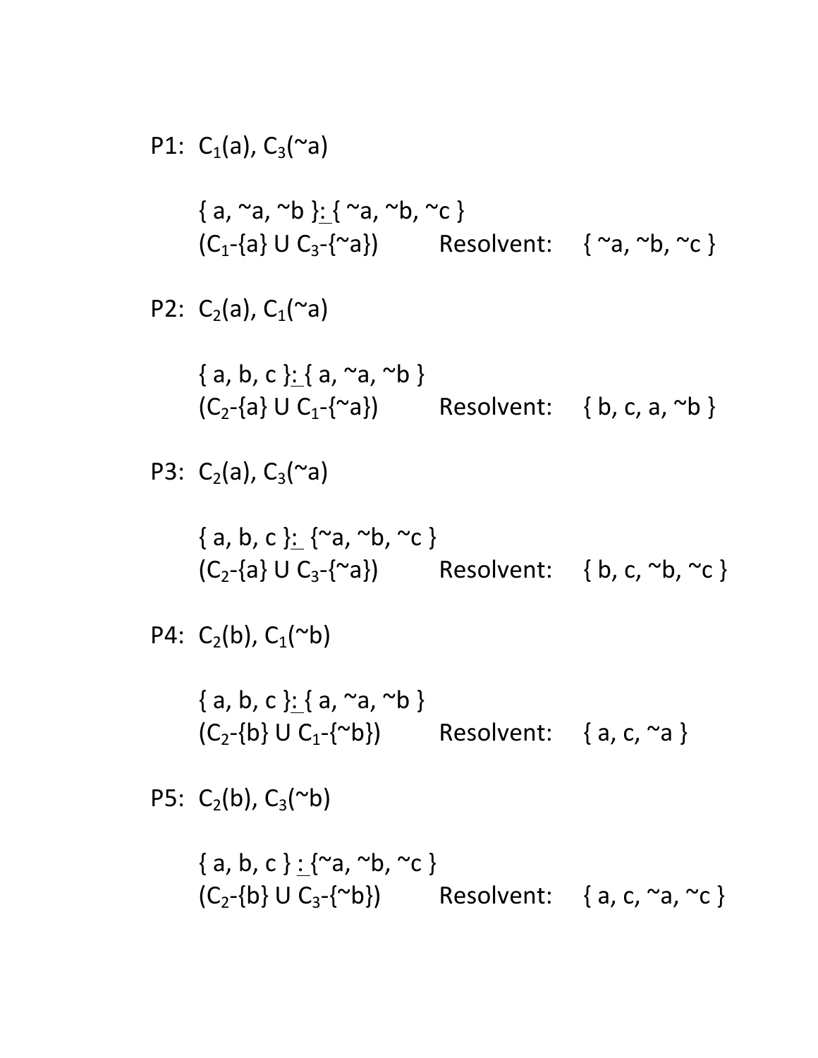P1: $C_1$(a), $C_3$(~a)

{ a, ~a, ~b }: { ~a, ~b, ~c }
($C_1$-{a} U $C_3$-{~a}) Resolvent: { ~a, ~b, ~c }

P2: $C_2$(a), $C_1$(~a)

{ a, b, c }: { a, ~a, ~b }
($C_2$-{a} U $C_1$-{~a}) Resolvent: { b, c, a, ~b }

P3: $C_2$(a), $C_3$(~a)

{ a, b, c }: {~a, ~b, ~c }
($C_2$-{a} U $C_3$-{~a}) Resolvent: { b, c, ~b, ~c }

P4: $C_2$(b), $C_1$(~b)

{ a, b, c }: { a, ~a, ~b }
($C_2$-{b} U $C_1$-{~b}) Resolvent: { a, c, ~a }

P5: $C_2$(b), $C_3$(~b)

{ a, b, c } : {~a, ~b, ~c }
($C_2$-{b} U $C_3$-{~b}) Resolvent: { a, c, ~a, ~c }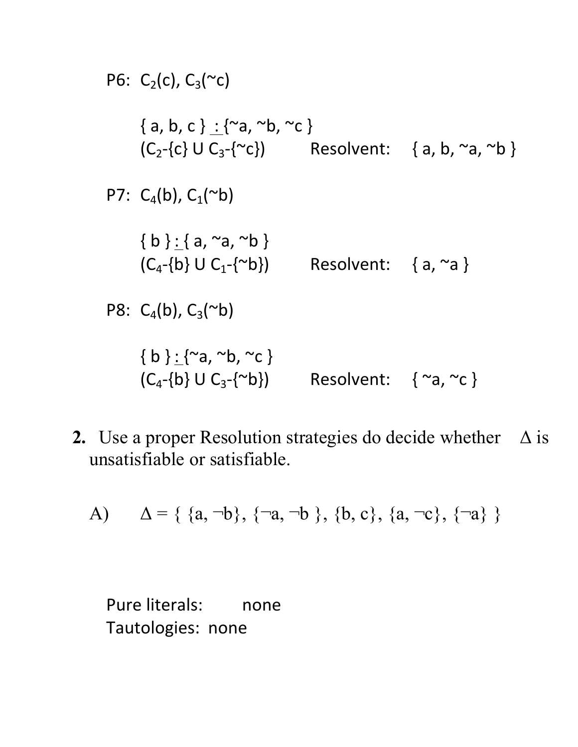P6: $C_2$(c), $C_3$(~c)

{ a, b, c } : {~a, ~b, ~c }
($C_2$-{c} U $C_3$-{~c})   Resolvent:  { a, b, ~a, ~b }

P7: $C_4$(b), $C_1$(~b)

{ b } : { a, ~a, ~b }
($C_4$-{b} U $C_1$-{~b})   Resolvent:  { a, ~a }

P8: $C_4$(b), $C_3$(~b)

{ b } : {~a, ~b, ~c }
($C_4$-{b} U $C_3$-{~b})   Resolvent:  { ~a, ~c }

**2.** Use a proper Resolution strategies do decide whether $\Delta$ is unsatisfiable or satisfiable.

A) $\Delta = \{ \{a, \neg b\}, \{\neg a, \neg b \}, \{b, c\}, \{a, \neg c\}, \{\neg a\} \}$

Pure literals: none
Tautologies: none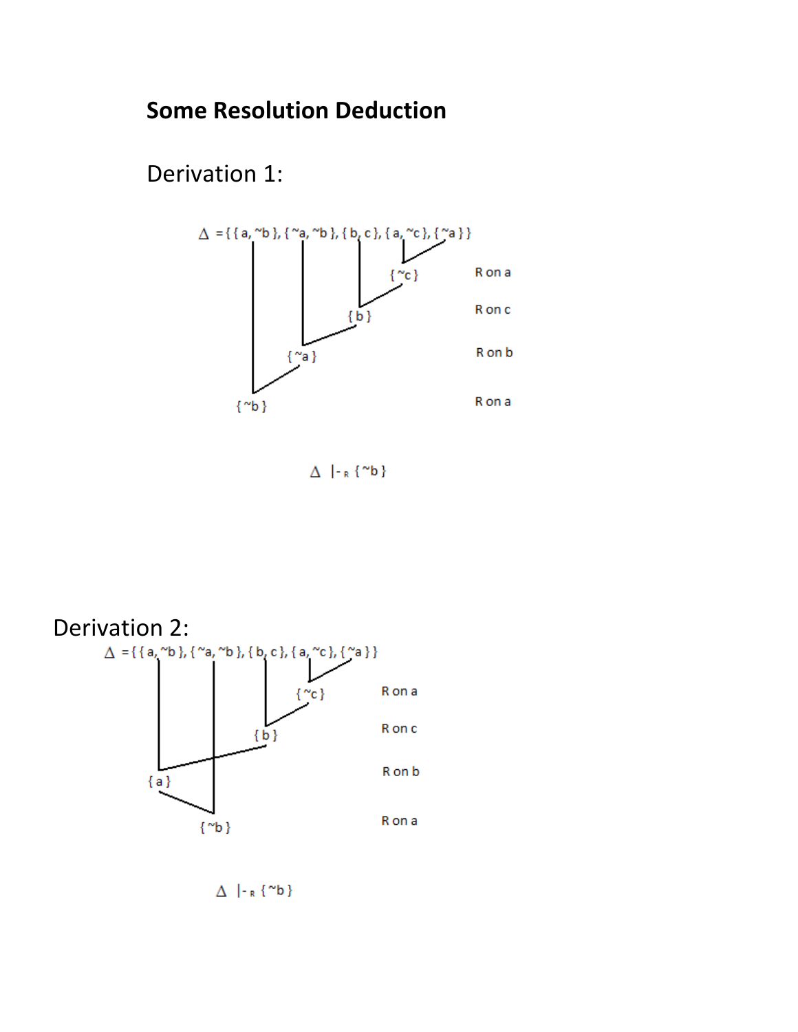## Some Resolution Deduction

### Derivation 1:

Δ = { { a, ~b }, { ~a, ~b }, { b, c }, { a, ~c }, { ~a } }

{ ~c } R on a

{ b } R on c

{ ~a } R on b

{ ~b } R on a

$\Delta \vdash_R \{ \sim b \}$

### Derivation 2:

Δ = { { a, ~b }, { ~a, ~b }, { b, c }, { a, ~c }, { ~a } }

{ ~c } R on a

{ b } R on c

{ a } R on b

{ ~b } R on a

$\Delta \vdash_R \{ \sim b \}$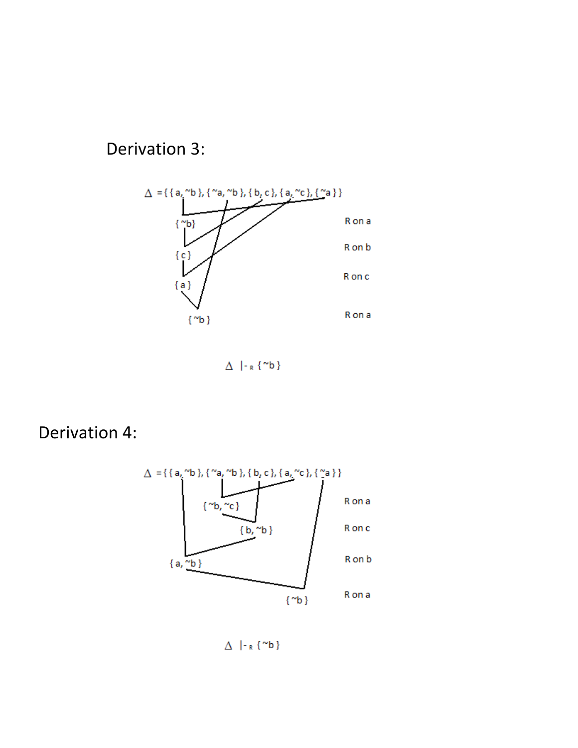Derivation 3:

$\Delta$ = { { a, ~b }, { ~a, ~b }, { b, c }, { a, ~c }, { ~a } }

{ ~b } R on a

{ c } R on b

{ a } R on c

{ ~b } R on a

$\Delta$ |-$_R$ { ~b }

Derivation 4:

$\Delta$ = { { a, ~b }, { ~a, ~b }, { b, c }, { a, ~c }, { ~a } }

{ ~b, ~c } R on a

{ b, ~b } R on c

{ a, ~b } R on b

{ ~b } R on a

$\Delta$ |-$_R$ { ~b }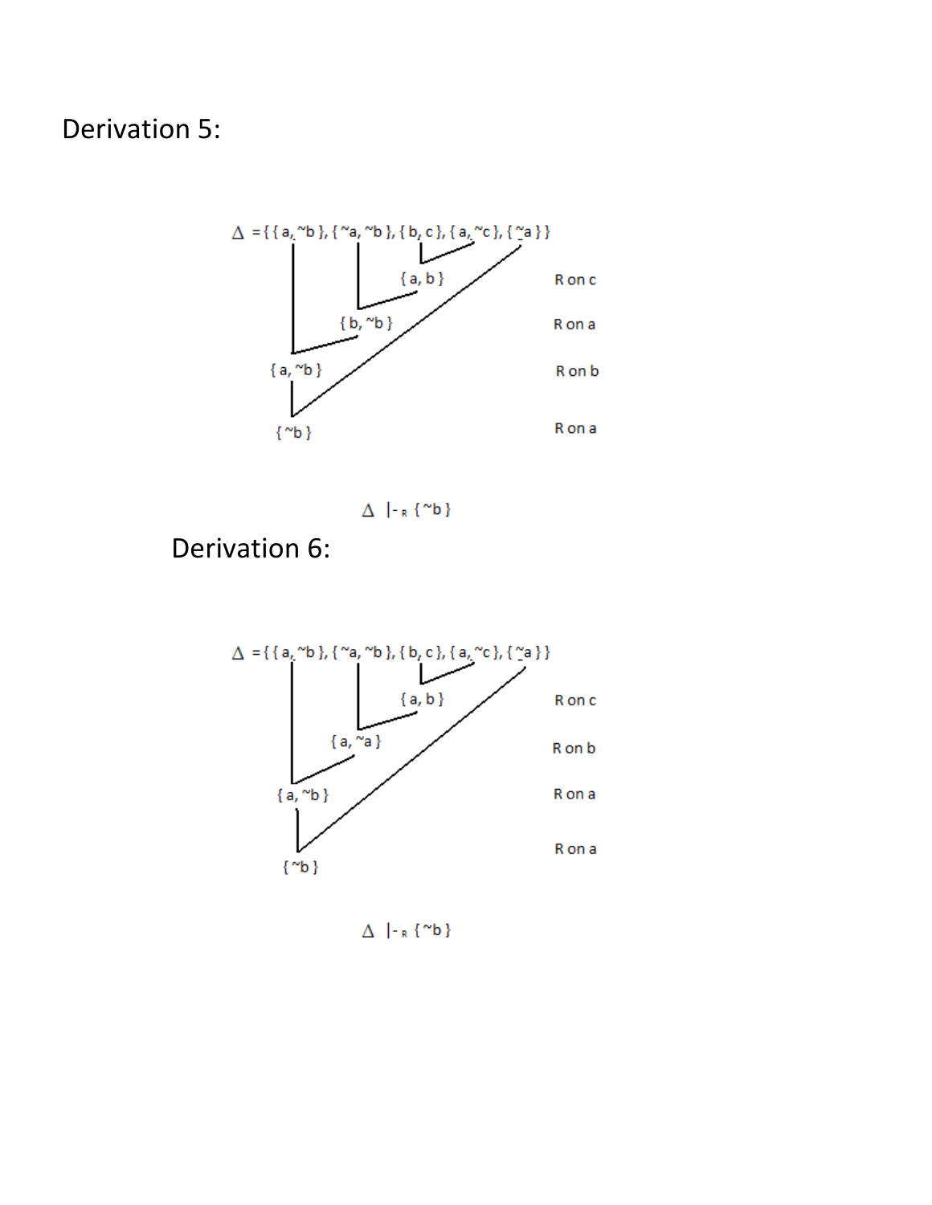# Derivation 5:

$\Delta$ = { { a, ~b }, { ~a, ~b }, { b, c }, { a, ~c }, { ~a } }

{ a, b } — R on c

{ b, ~b } — R on a

{ a, ~b } — R on b

{ ~b } — R on a

$\Delta$ $\vdash_R$ { ~b }

# Derivation 6:

$\Delta$ = { { a, ~b }, { ~a, ~b }, { b, c }, { a, ~c }, { ~a } }

{ a, b } — R on c

{ a, ~a } — R on b

{ a, ~b } — R on a

{ ~b } — R on a

$\Delta$ $\vdash_R$ { ~b }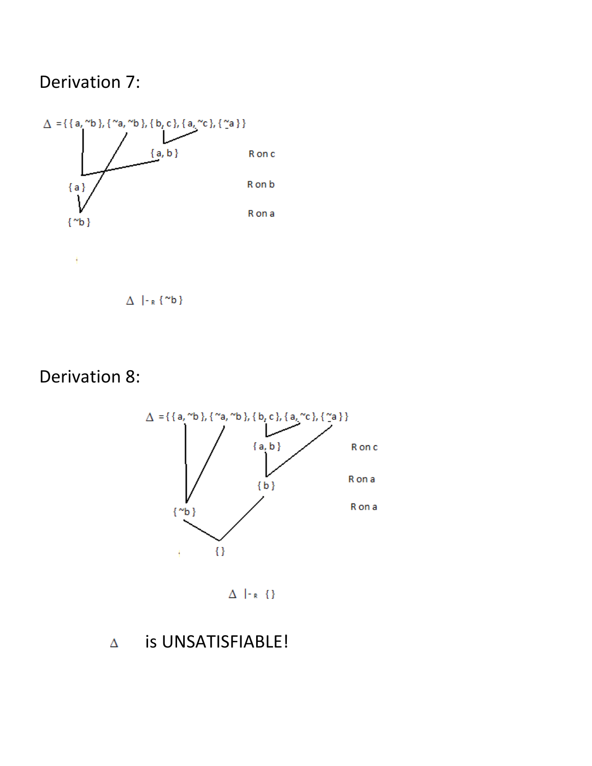## Derivation 7:

$\Delta$ = { { a, ~b }, { ~a, ~b }, { b, c }, { a, ~c }, { ~a } }

{ a, b } R on c

{ a } R on b

{ ~b } R on a

$\Delta$ |-$_R$ { ~b }

## Derivation 8:

$\Delta$ = { { a, ~b }, { ~a, ~b }, { b, c }, { a, ~c }, { ~a } }

{ a, b } R on c

{ b } R on a

{ ~b } R on a

{ }

$\Delta$ |-$_R$ { }

$\Delta$ is UNSATISFIABLE!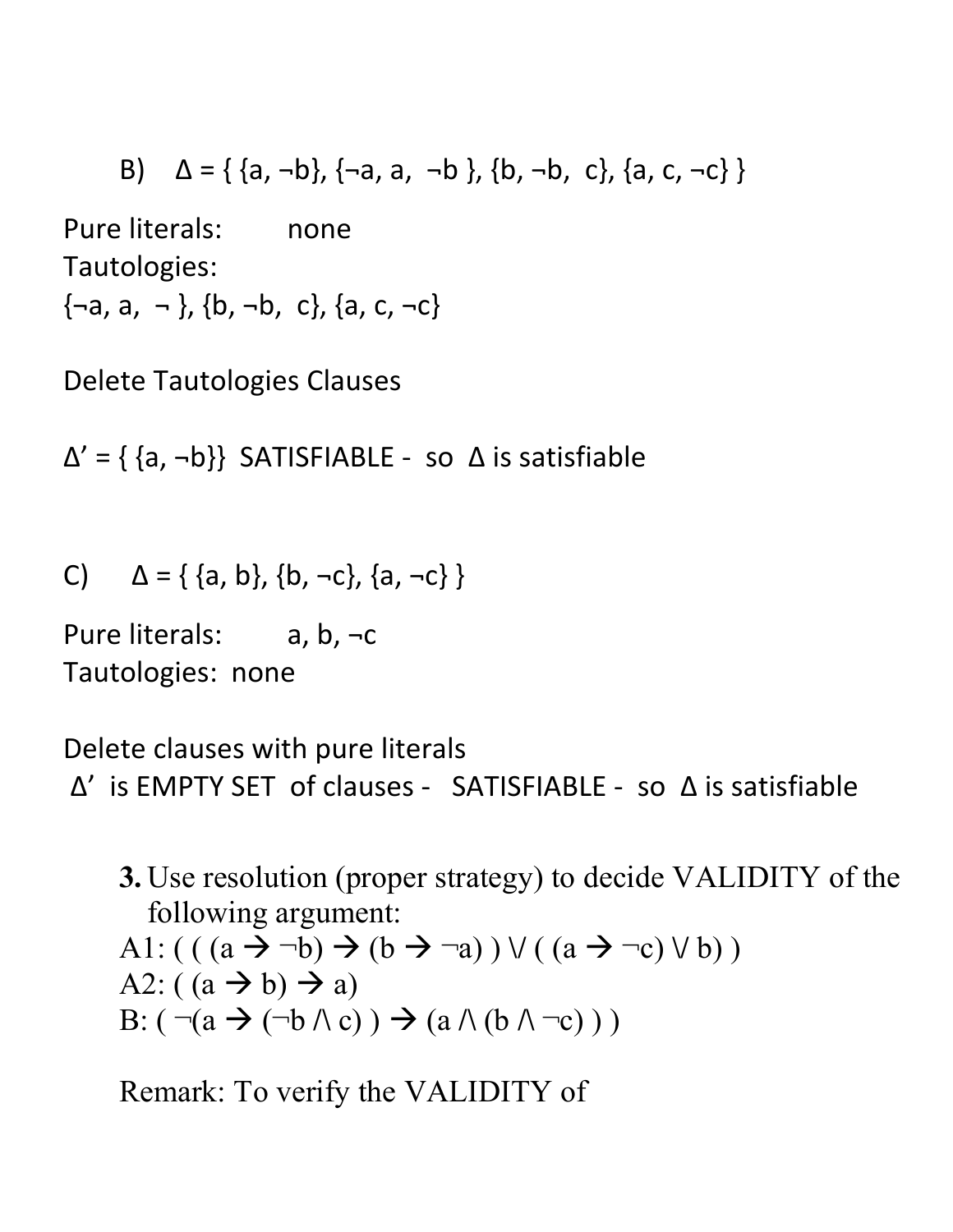B) $\Delta = \{ \{a, \neg b\}, \{\neg a, a, \neg b \}, \{b, \neg b, c\}, \{a, c, \neg c\} \}$

Pure literals: none

Tautologies:

$\{\neg a, a, \neg \}, \{b, \neg b, c\}, \{a, c, \neg c\}$

Delete Tautologies Clauses

$\Delta' = \{ \{a, \neg b\}\}$ SATISFIABLE - so $\Delta$ is satisfiable

C) $\Delta = \{ \{a, b\}, \{b, \neg c\}, \{a, \neg c\} \}$

Pure literals: $a, b, \neg c$

Tautologies: none

Delete clauses with pure literals

$\Delta'$ is EMPTY SET of clauses - SATISFIABLE - so $\Delta$ is satisfiable

**3.** Use resolution (proper strategy) to decide VALIDITY of the following argument:

A1: $( ( (a \rightarrow \neg b) \rightarrow (b \rightarrow \neg a) ) \lor ( (a \rightarrow \neg c) \lor b) )$

A2: $( (a \rightarrow b) \rightarrow a)$

B: $( \neg(a \rightarrow (\neg b \land c) ) \rightarrow (a \land (b \land \neg c) ) )$

Remark: To verify the VALIDITY of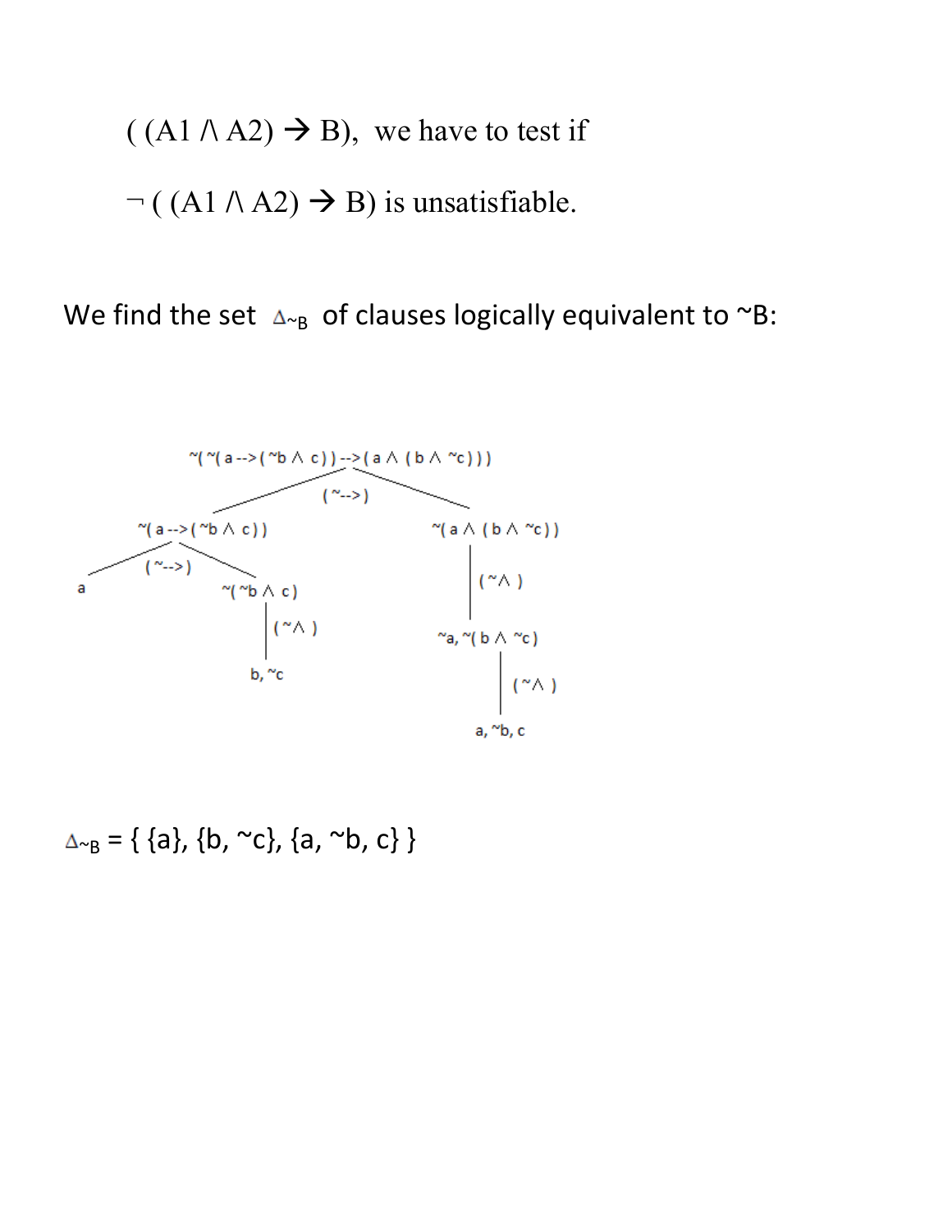( (A1 /\ A2) → B), we have to test if

¬ ( (A1 /\ A2) → B) is unsatisfiable.

We find the set $\Delta_{\sim B}$ of clauses logically equivalent to ~B:

```
                ~( ~( a --> ( ~b ∧ c ) ) --> ( a ∧ ( b ∧ ~c ) ) )
                                  ( ~--> )
          ~( a --> ( ~b ∧ c ) )                 ~( a ∧ ( b ∧ ~c ) )
              ( ~--> )                                 |
       a                ~( ~b ∧ c )                  ( ~∧ )
                            |                          |
                          ( ~∧ )                ~a, ~( b ∧ ~c )
                            |                          |
                          b, ~c                      ( ~∧ )
                                                       |
                                                   a, ~b, c
```

$\Delta_{\sim B}$ = { {a}, {b, ~c}, {a, ~b, c} }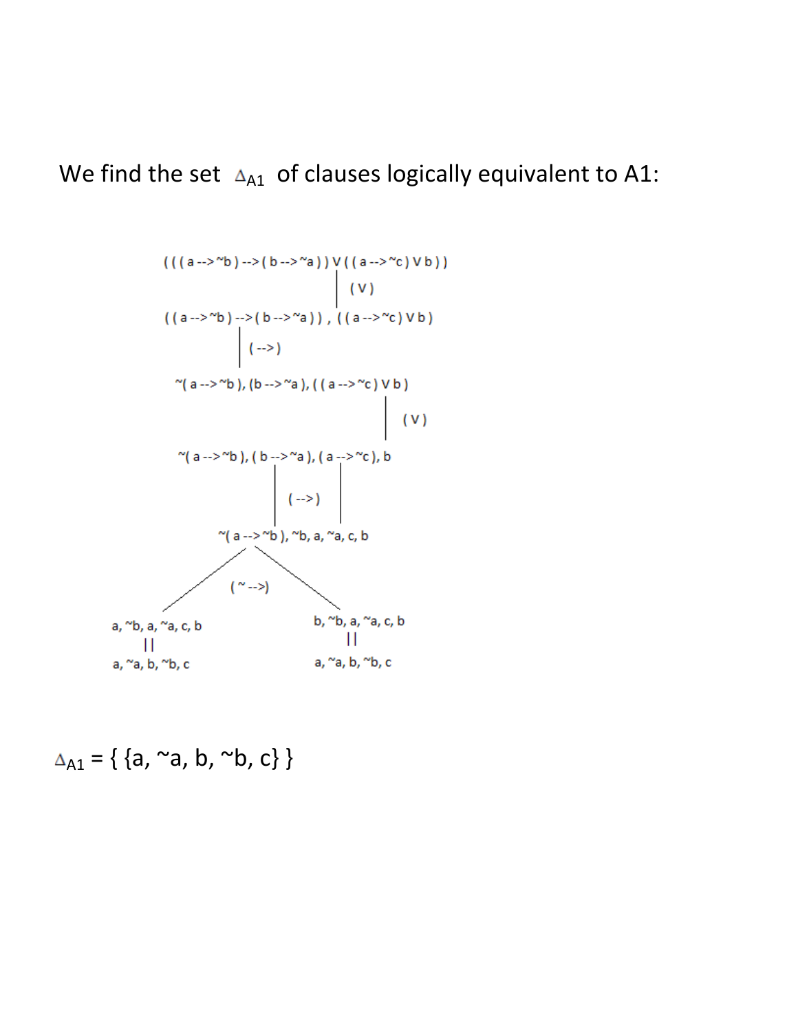We find the set $\Delta_{A1}$ of clauses logically equivalent to A1:

```
( ( ( a --> ~b ) --> ( b --> ~a ) ) V ( ( a --> ~c ) V b ) )
                                   |
                                   | ( V )
                                   |
( ( a --> ~b ) --> ( b --> ~a ) ) , ( ( a --> ~c ) V b )
              |
              | ( --> )
              |
~( a --> ~b ), (b --> ~a ), ( ( a --> ~c ) V b )
                                        |
                                        | ( V )
                                        |
~( a --> ~b ), ( b --> ~a ), ( a --> ~c ), b
                    |                |
                    |     ( --> )    |
                    |                |
        ~( a --> ~b ), ~b, a, ~a, c, b
                 /              \
                /     ( ~ -->)   \
               /                  \
a, ~b, a, ~a, c, b          b, ~b, a, ~a, c, b
        ||                          ||
a, ~a, b, ~b, c             a, ~a, b, ~b, c
```

$\Delta_{A1}$ = { {a, ~a, b, ~b, c} }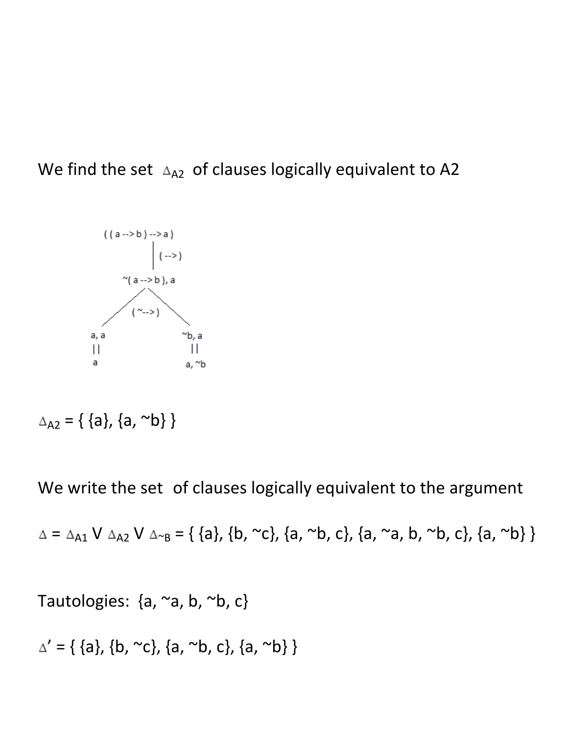We find the set $\Delta_{A2}$ of clauses logically equivalent to A2

```
            ( ( a --> b ) --> a )
                      |
                      |  ( --> )
                      |
              ~( a --> b ), a
                    /    \
                   / (~-->)\
                  /          \
              a, a          ~b, a
               ||             ||
               a             a, ~b
```

$\Delta_{A2}$ = { {a}, {a, ~b} }

We write the set of clauses logically equivalent to the argument

$\Delta$ = $\Delta_{A1}$ V $\Delta_{A2}$ V $\Delta_{\sim B}$ = { {a}, {b, ~c}, {a, ~b, c}, {a, ~a, b, ~b, c}, {a, ~b} }

Tautologies: {a, ~a, b, ~b, c}

$\Delta'$ = { {a}, {b, ~c}, {a, ~b, c}, {a, ~b} }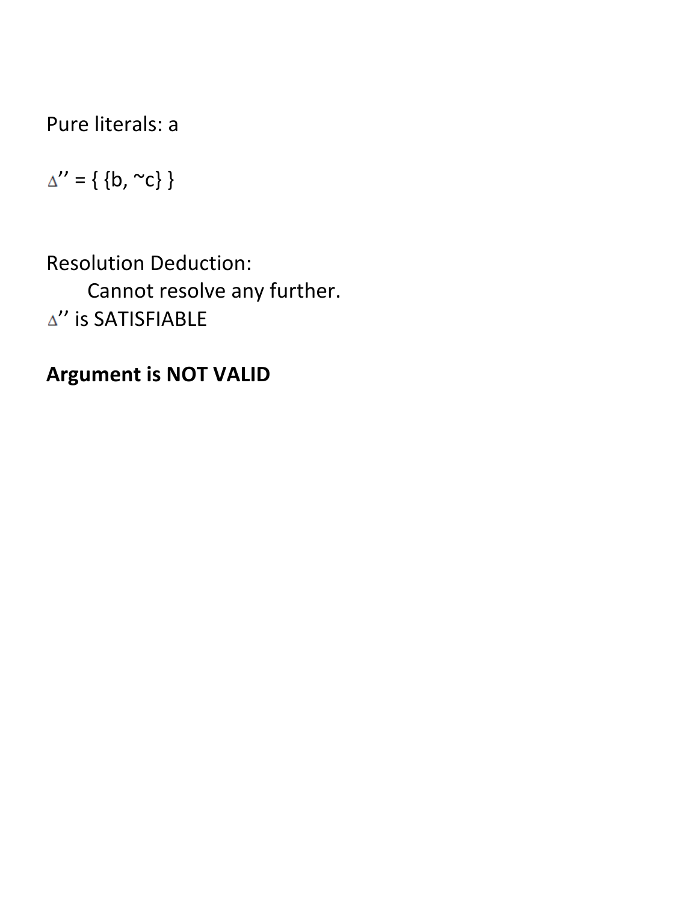Pure literals: a

$\Delta''$ = { {b, ~c} }

Resolution Deduction:

Cannot resolve any further.

$\Delta''$ is SATISFIABLE

**Argument is NOT VALID**